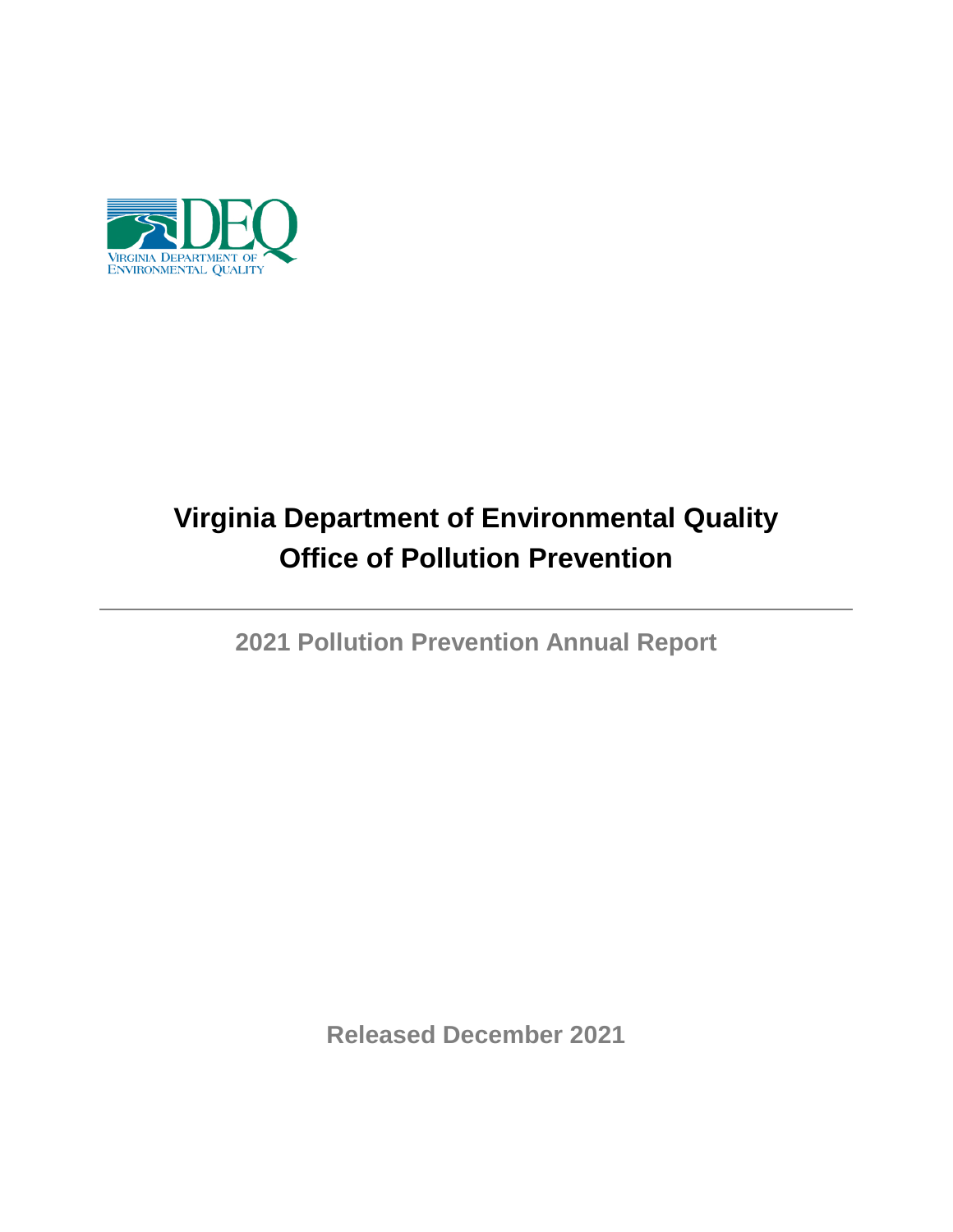# Virginia Department of Environmental Quality
# Office of Pollution Prevention

## 2021 Pollution Prevention Annual Report

Released December 2021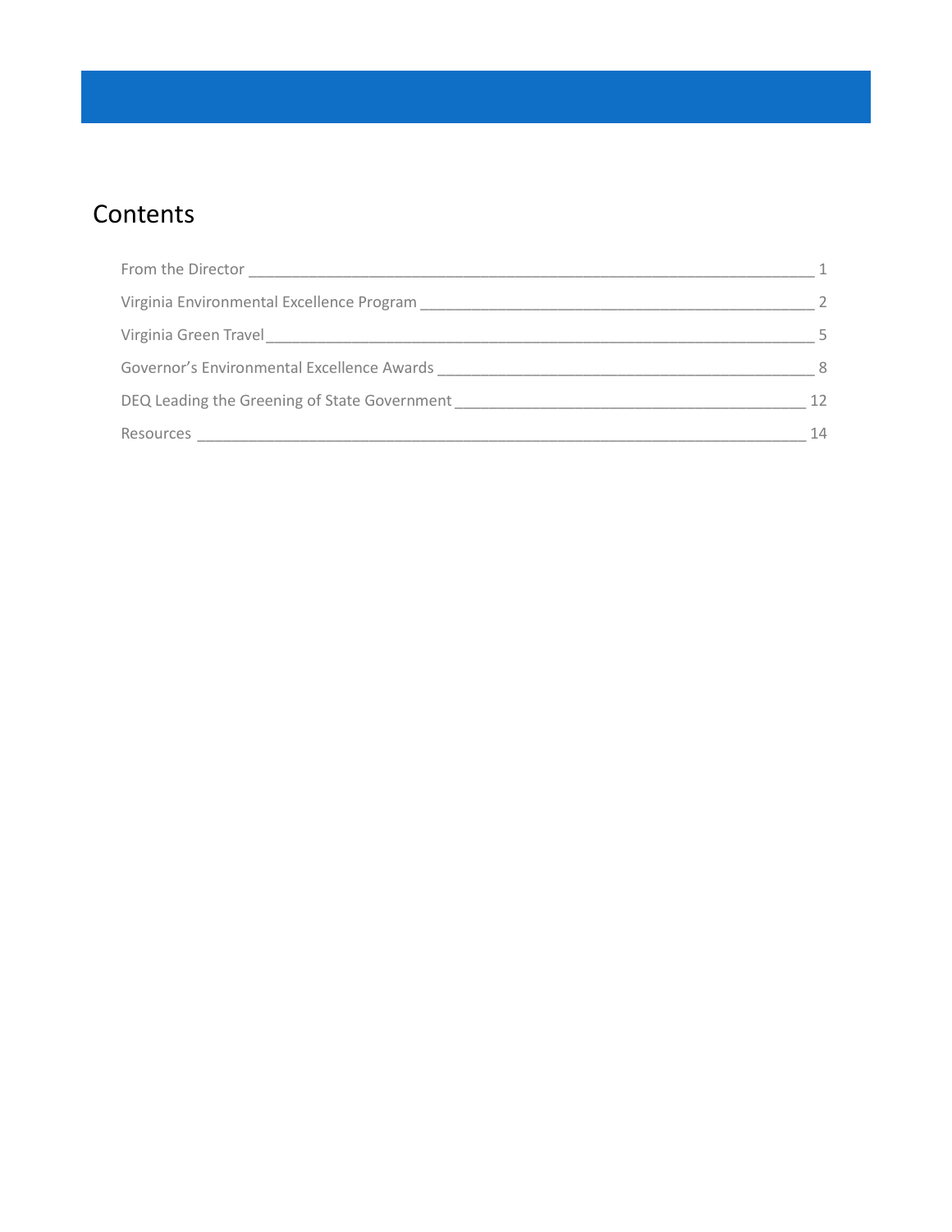# Contents

From the Director ____ 1

Virginia Environmental Excellence Program ____ 2

Virginia Green Travel ____ 5

Governor's Environmental Excellence Awards ____ 8

DEQ Leading the Greening of State Government ____ 12

Resources ____ 14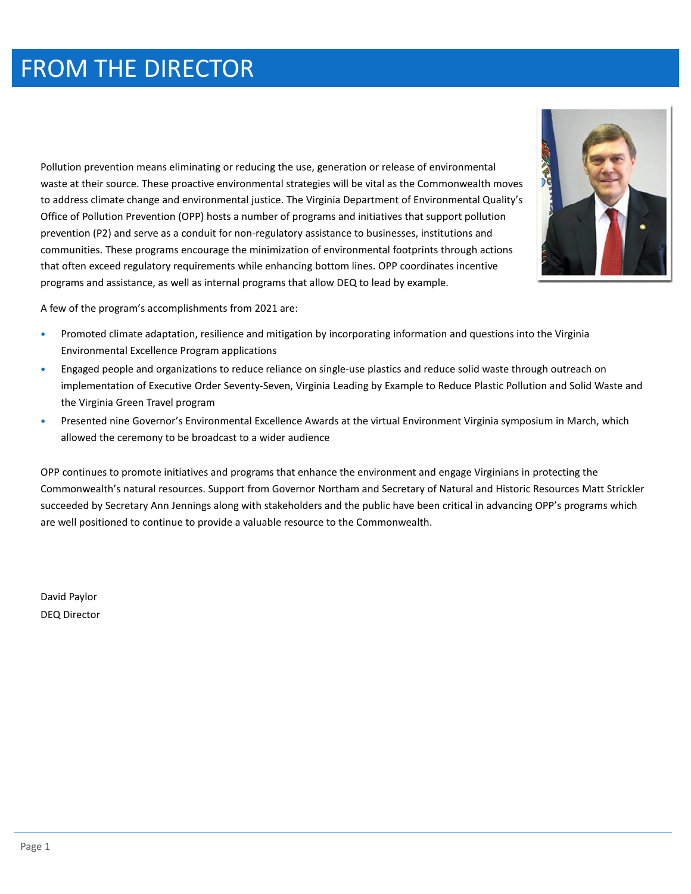# FROM THE DIRECTOR

Pollution prevention means eliminating or reducing the use, generation or release of environmental waste at their source. These proactive environmental strategies will be vital as the Commonwealth moves to address climate change and environmental justice. The Virginia Department of Environmental Quality's Office of Pollution Prevention (OPP) hosts a number of programs and initiatives that support pollution prevention (P2) and serve as a conduit for non-regulatory assistance to businesses, institutions and communities. These programs encourage the minimization of environmental footprints through actions that often exceed regulatory requirements while enhancing bottom lines. OPP coordinates incentive programs and assistance, as well as internal programs that allow DEQ to lead by example.

A few of the program's accomplishments from 2021 are:

- Promoted climate adaptation, resilience and mitigation by incorporating information and questions into the Virginia Environmental Excellence Program applications
- Engaged people and organizations to reduce reliance on single-use plastics and reduce solid waste through outreach on implementation of Executive Order Seventy-Seven, Virginia Leading by Example to Reduce Plastic Pollution and Solid Waste and the Virginia Green Travel program
- Presented nine Governor's Environmental Excellence Awards at the virtual Environment Virginia symposium in March, which allowed the ceremony to be broadcast to a wider audience

OPP continues to promote initiatives and programs that enhance the environment and engage Virginians in protecting the Commonwealth's natural resources. Support from Governor Northam and Secretary of Natural and Historic Resources Matt Strickler succeeded by Secretary Ann Jennings along with stakeholders and the public have been critical in advancing OPP's programs which are well positioned to continue to provide a valuable resource to the Commonwealth.

David Paylor
DEQ Director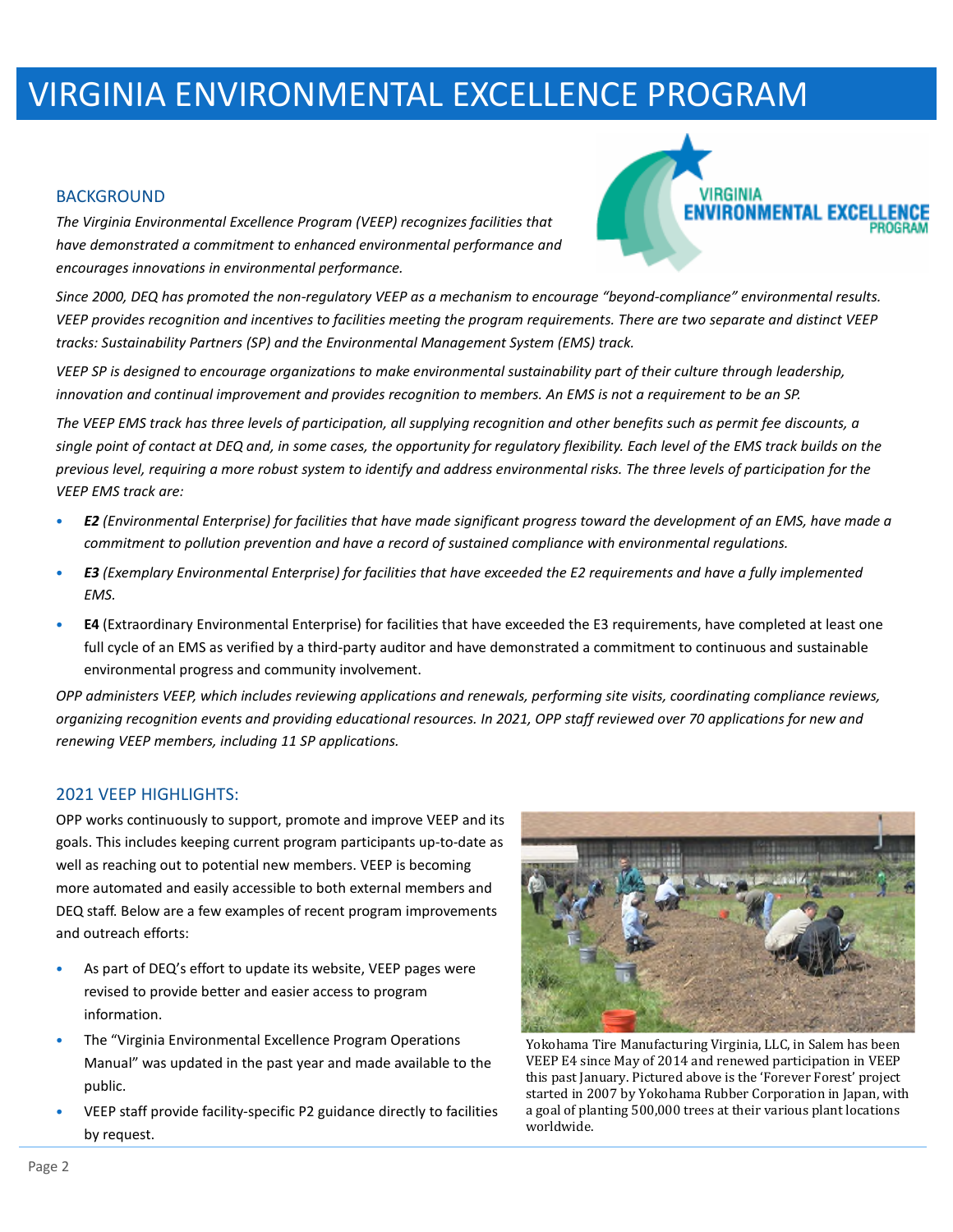# VIRGINIA ENVIRONMENTAL EXCELLENCE PROGRAM

## BACKGROUND

*The Virginia Environmental Excellence Program (VEEP) recognizes facilities that have demonstrated a commitment to enhanced environmental performance and encourages innovations in environmental performance.*

*Since 2000, DEQ has promoted the non-regulatory VEEP as a mechanism to encourage "beyond-compliance" environmental results. VEEP provides recognition and incentives to facilities meeting the program requirements. There are two separate and distinct VEEP tracks: Sustainability Partners (SP) and the Environmental Management System (EMS) track.*

*VEEP SP is designed to encourage organizations to make environmental sustainability part of their culture through leadership, innovation and continual improvement and provides recognition to members. An EMS is not a requirement to be an SP.*

*The VEEP EMS track has three levels of participation, all supplying recognition and other benefits such as permit fee discounts, a single point of contact at DEQ and, in some cases, the opportunity for regulatory flexibility. Each level of the EMS track builds on the previous level, requiring a more robust system to identify and address environmental risks. The three levels of participation for the VEEP EMS track are:*

- ***E2** (Environmental Enterprise) for facilities that have made significant progress toward the development of an EMS, have made a commitment to pollution prevention and have a record of sustained compliance with environmental regulations.*
- ***E3** (Exemplary Environmental Enterprise) for facilities that have exceeded the E2 requirements and have a fully implemented EMS.*
- **E4** (Extraordinary Environmental Enterprise) for facilities that have exceeded the E3 requirements, have completed at least one full cycle of an EMS as verified by a third-party auditor and have demonstrated a commitment to continuous and sustainable environmental progress and community involvement.

*OPP administers VEEP, which includes reviewing applications and renewals, performing site visits, coordinating compliance reviews, organizing recognition events and providing educational resources. In 2021, OPP staff reviewed over 70 applications for new and renewing VEEP members, including 11 SP applications.*

## 2021 VEEP HIGHLIGHTS:

OPP works continuously to support, promote and improve VEEP and its goals. This includes keeping current program participants up-to-date as well as reaching out to potential new members. VEEP is becoming more automated and easily accessible to both external members and DEQ staff. Below are a few examples of recent program improvements and outreach efforts:

- As part of DEQ's effort to update its website, VEEP pages were revised to provide better and easier access to program information.
- The "Virginia Environmental Excellence Program Operations Manual" was updated in the past year and made available to the public.
- VEEP staff provide facility-specific P2 guidance directly to facilities by request.

Yokohama Tire Manufacturing Virginia, LLC, in Salem has been VEEP E4 since May of 2014 and renewed participation in VEEP this past January. Pictured above is the 'Forever Forest' project started in 2007 by Yokohama Rubber Corporation in Japan, with a goal of planting 500,000 trees at their various plant locations worldwide.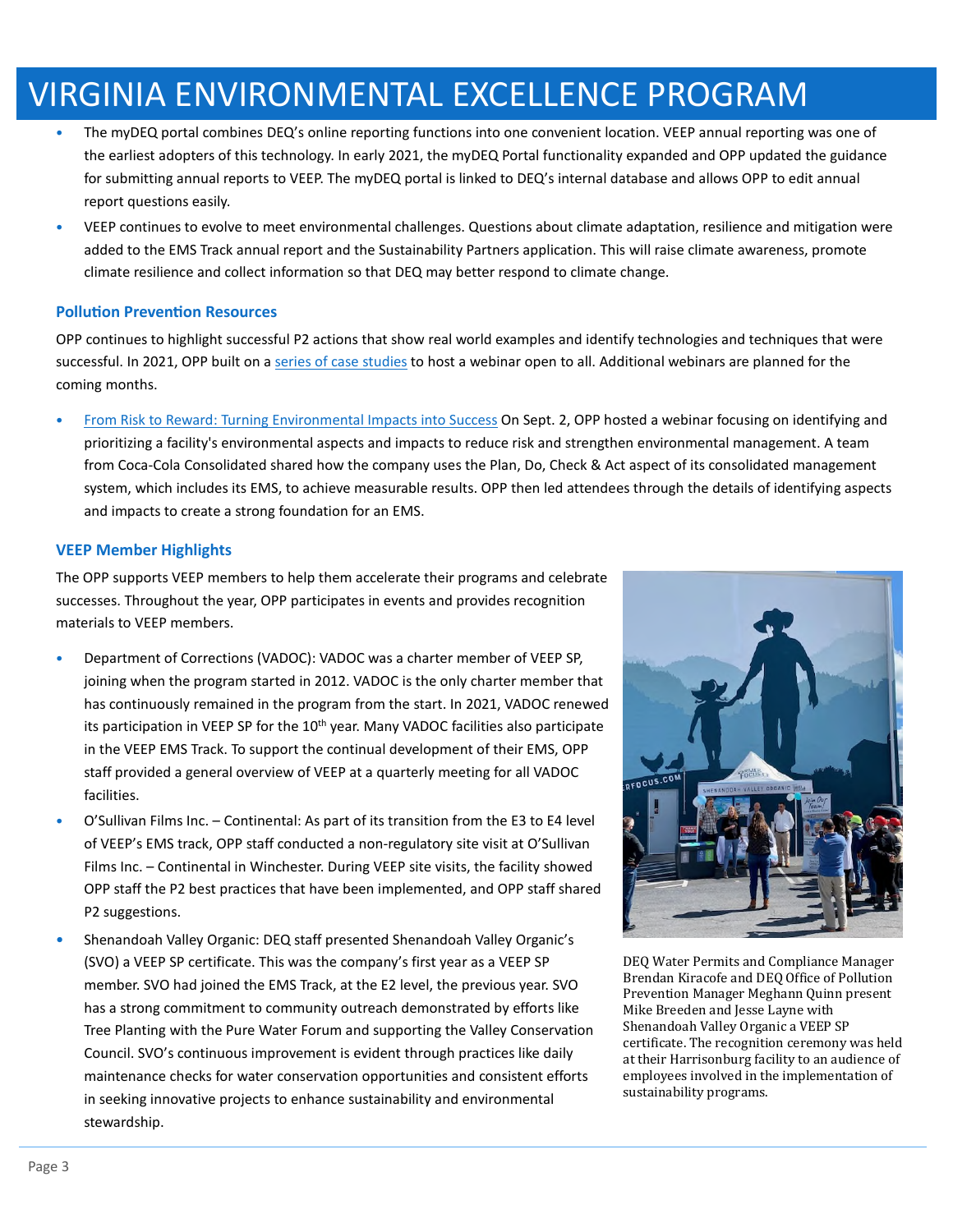# VIRGINIA ENVIRONMENTAL EXCELLENCE PROGRAM

- The myDEQ portal combines DEQ's online reporting functions into one convenient location. VEEP annual reporting was one of the earliest adopters of this technology. In early 2021, the myDEQ Portal functionality expanded and OPP updated the guidance for submitting annual reports to VEEP. The myDEQ portal is linked to DEQ's internal database and allows OPP to edit annual report questions easily.
- VEEP continues to evolve to meet environmental challenges. Questions about climate adaptation, resilience and mitigation were added to the EMS Track annual report and the Sustainability Partners application. This will raise climate awareness, promote climate resilience and collect information so that DEQ may better respond to climate change.

### Pollution Prevention Resources

OPP continues to highlight successful P2 actions that show real world examples and identify technologies and techniques that were successful. In 2021, OPP built on a series of case studies to host a webinar open to all. Additional webinars are planned for the coming months.

- From Risk to Reward: Turning Environmental Impacts into Success On Sept. 2, OPP hosted a webinar focusing on identifying and prioritizing a facility's environmental aspects and impacts to reduce risk and strengthen environmental management. A team from Coca-Cola Consolidated shared how the company uses the Plan, Do, Check & Act aspect of its consolidated management system, which includes its EMS, to achieve measurable results. OPP then led attendees through the details of identifying aspects and impacts to create a strong foundation for an EMS.

### VEEP Member Highlights

The OPP supports VEEP members to help them accelerate their programs and celebrate successes. Throughout the year, OPP participates in events and provides recognition materials to VEEP members.

- Department of Corrections (VADOC): VADOC was a charter member of VEEP SP, joining when the program started in 2012. VADOC is the only charter member that has continuously remained in the program from the start. In 2021, VADOC renewed its participation in VEEP SP for the 10th year. Many VADOC facilities also participate in the VEEP EMS Track. To support the continual development of their EMS, OPP staff provided a general overview of VEEP at a quarterly meeting for all VADOC facilities.
- O'Sullivan Films Inc. – Continental: As part of its transition from the E3 to E4 level of VEEP's EMS track, OPP staff conducted a non-regulatory site visit at O'Sullivan Films Inc. – Continental in Winchester. During VEEP site visits, the facility showed OPP staff the P2 best practices that have been implemented, and OPP staff shared P2 suggestions.
- Shenandoah Valley Organic: DEQ staff presented Shenandoah Valley Organic's (SVO) a VEEP SP certificate. This was the company's first year as a VEEP SP member. SVO had joined the EMS Track, at the E2 level, the previous year. SVO has a strong commitment to community outreach demonstrated by efforts like Tree Planting with the Pure Water Forum and supporting the Valley Conservation Council. SVO's continuous improvement is evident through practices like daily maintenance checks for water conservation opportunities and consistent efforts in seeking innovative projects to enhance sustainability and environmental stewardship.

DEQ Water Permits and Compliance Manager Brendan Kiracofe and DEQ Office of Pollution Prevention Manager Meghann Quinn present Mike Breeden and Jesse Layne with Shenandoah Valley Organic a VEEP SP certificate. The recognition ceremony was held at their Harrisonburg facility to an audience of employees involved in the implementation of sustainability programs.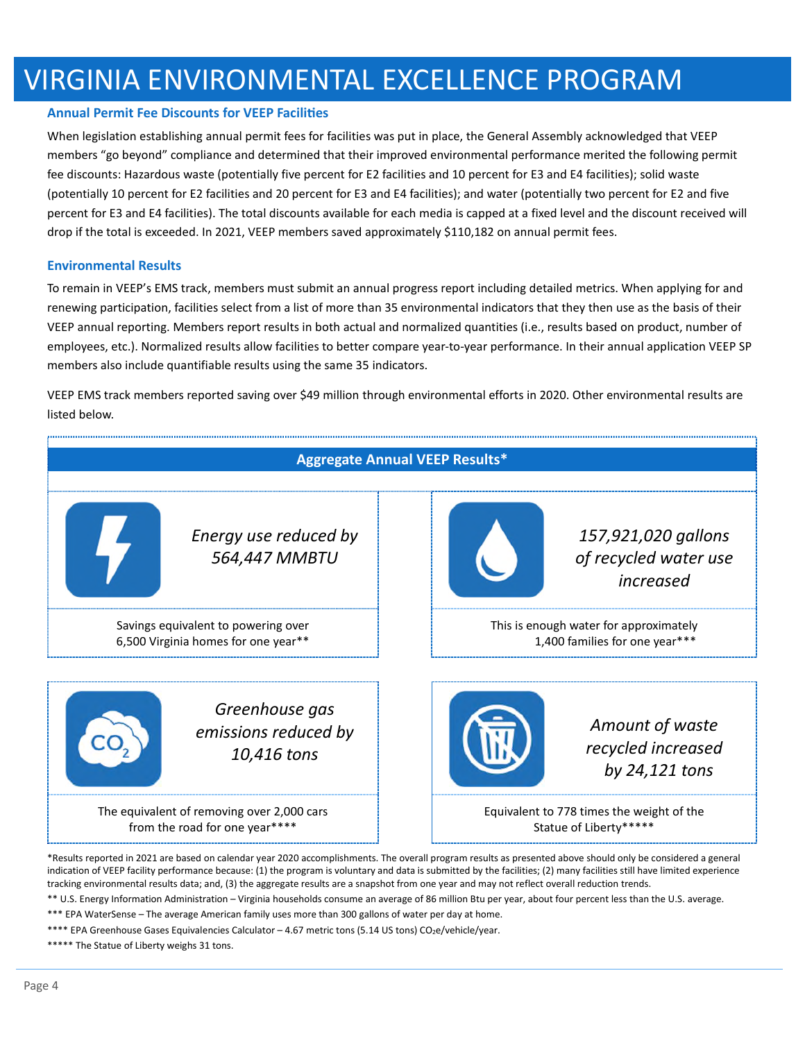# VIRGINIA ENVIRONMENTAL EXCELLENCE PROGRAM

### Annual Permit Fee Discounts for VEEP Facilities

When legislation establishing annual permit fees for facilities was put in place, the General Assembly acknowledged that VEEP members "go beyond" compliance and determined that their improved environmental performance merited the following permit fee discounts: Hazardous waste (potentially five percent for E2 facilities and 10 percent for E3 and E4 facilities); solid waste (potentially 10 percent for E2 facilities and 20 percent for E3 and E4 facilities); and water (potentially two percent for E2 and five percent for E3 and E4 facilities). The total discounts available for each media is capped at a fixed level and the discount received will drop if the total is exceeded. In 2021, VEEP members saved approximately $110,182 on annual permit fees.

### Environmental Results

To remain in VEEP's EMS track, members must submit an annual progress report including detailed metrics. When applying for and renewing participation, facilities select from a list of more than 35 environmental indicators that they then use as the basis of their VEEP annual reporting. Members report results in both actual and normalized quantities (i.e., results based on product, number of employees, etc.). Normalized results allow facilities to better compare year-to-year performance. In their annual application VEEP SP members also include quantifiable results using the same 35 indicators.

VEEP EMS track members reported saving over $49 million through environmental efforts in 2020. Other environmental results are listed below.

#### Aggregate Annual VEEP Results*

| Result | Equivalent |
| --- | --- |
| *Energy use reduced by 564,447 MMBTU* | Savings equivalent to powering over 6,500 Virginia homes for one year** |
| *157,921,020 gallons of recycled water use increased* | This is enough water for approximately 1,400 families for one year*** |
| *Greenhouse gas emissions reduced by 10,416 tons* | The equivalent of removing over 2,000 cars from the road for one year**** |
| *Amount of waste recycled increased by 24,121 tons* | Equivalent to 778 times the weight of the Statue of Liberty***** |

*Results reported in 2021 are based on calendar year 2020 accomplishments. The overall program results as presented above should only be considered a general indication of VEEP facility performance because: (1) the program is voluntary and data is submitted by the facilities; (2) many facilities still have limited experience tracking environmental results data; and, (3) the aggregate results are a snapshot from one year and may not reflect overall reduction trends.

** U.S. Energy Information Administration – Virginia households consume an average of 86 million Btu per year, about four percent less than the U.S. average.

*** EPA WaterSense – The average American family uses more than 300 gallons of water per day at home.

**** EPA Greenhouse Gases Equivalencies Calculator – 4.67 metric tons (5.14 US tons) $CO_2e$/vehicle/year.

***** The Statue of Liberty weighs 31 tons.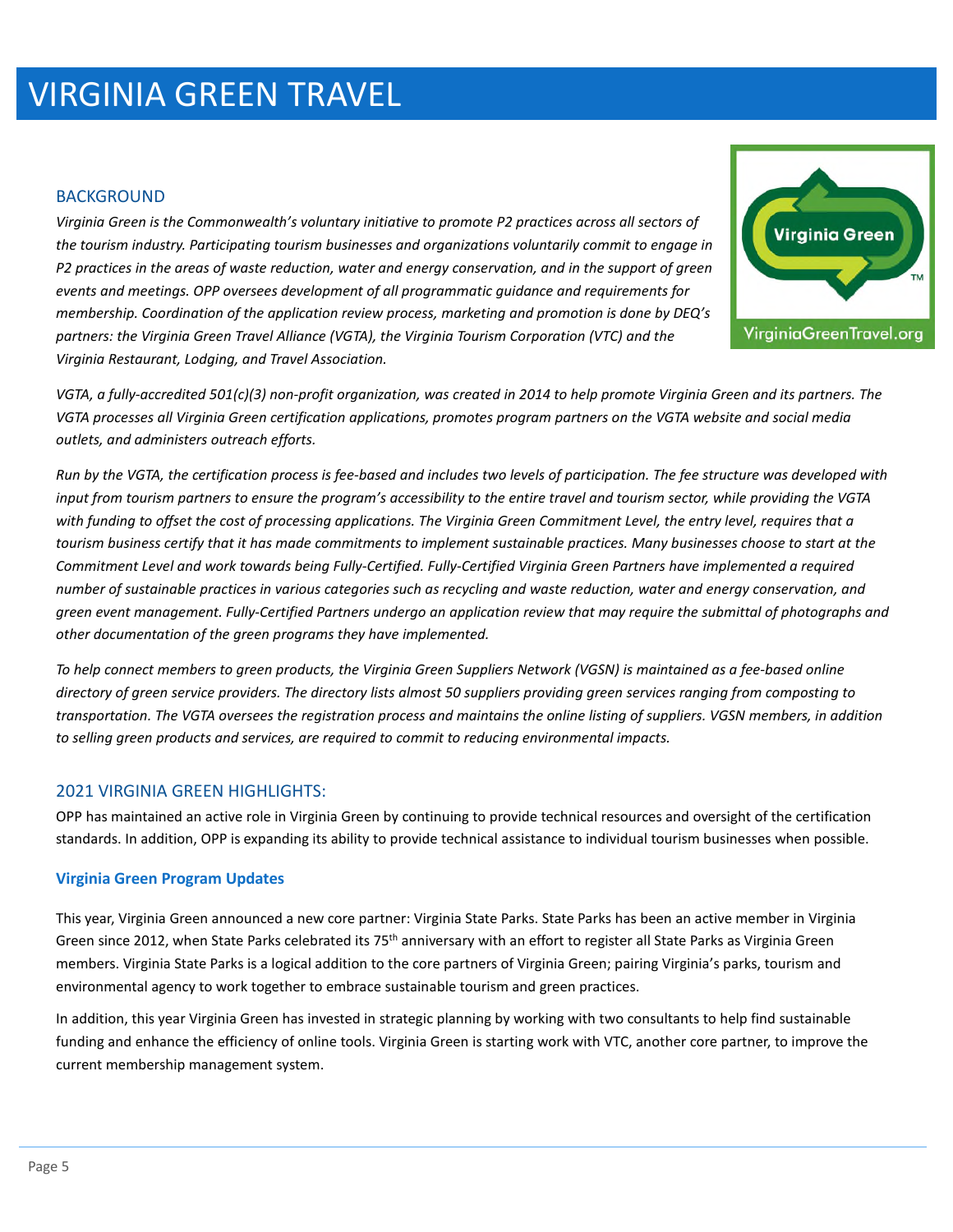# VIRGINIA GREEN TRAVEL

## BACKGROUND

*Virginia Green is the Commonwealth's voluntary initiative to promote P2 practices across all sectors of the tourism industry. Participating tourism businesses and organizations voluntarily commit to engage in P2 practices in the areas of waste reduction, water and energy conservation, and in the support of green events and meetings. OPP oversees development of all programmatic guidance and requirements for membership. Coordination of the application review process, marketing and promotion is done by DEQ's partners: the Virginia Green Travel Alliance (VGTA), the Virginia Tourism Corporation (VTC) and the Virginia Restaurant, Lodging, and Travel Association.*

*VGTA, a fully-accredited 501(c)(3) non-profit organization, was created in 2014 to help promote Virginia Green and its partners. The VGTA processes all Virginia Green certification applications, promotes program partners on the VGTA website and social media outlets, and administers outreach efforts.*

*Run by the VGTA, the certification process is fee-based and includes two levels of participation. The fee structure was developed with input from tourism partners to ensure the program's accessibility to the entire travel and tourism sector, while providing the VGTA with funding to offset the cost of processing applications. The Virginia Green Commitment Level, the entry level, requires that a tourism business certify that it has made commitments to implement sustainable practices. Many businesses choose to start at the Commitment Level and work towards being Fully-Certified. Fully-Certified Virginia Green Partners have implemented a required number of sustainable practices in various categories such as recycling and waste reduction, water and energy conservation, and green event management. Fully-Certified Partners undergo an application review that may require the submittal of photographs and other documentation of the green programs they have implemented.*

*To help connect members to green products, the Virginia Green Suppliers Network (VGSN) is maintained as a fee-based online directory of green service providers. The directory lists almost 50 suppliers providing green services ranging from composting to transportation. The VGTA oversees the registration process and maintains the online listing of suppliers. VGSN members, in addition to selling green products and services, are required to commit to reducing environmental impacts.*

## 2021 VIRGINIA GREEN HIGHLIGHTS:

OPP has maintained an active role in Virginia Green by continuing to provide technical resources and oversight of the certification standards. In addition, OPP is expanding its ability to provide technical assistance to individual tourism businesses when possible.

### Virginia Green Program Updates

This year, Virginia Green announced a new core partner: Virginia State Parks. State Parks has been an active member in Virginia Green since 2012, when State Parks celebrated its 75th anniversary with an effort to register all State Parks as Virginia Green members. Virginia State Parks is a logical addition to the core partners of Virginia Green; pairing Virginia's parks, tourism and environmental agency to work together to embrace sustainable tourism and green practices.

In addition, this year Virginia Green has invested in strategic planning by working with two consultants to help find sustainable funding and enhance the efficiency of online tools. Virginia Green is starting work with VTC, another core partner, to improve the current membership management system.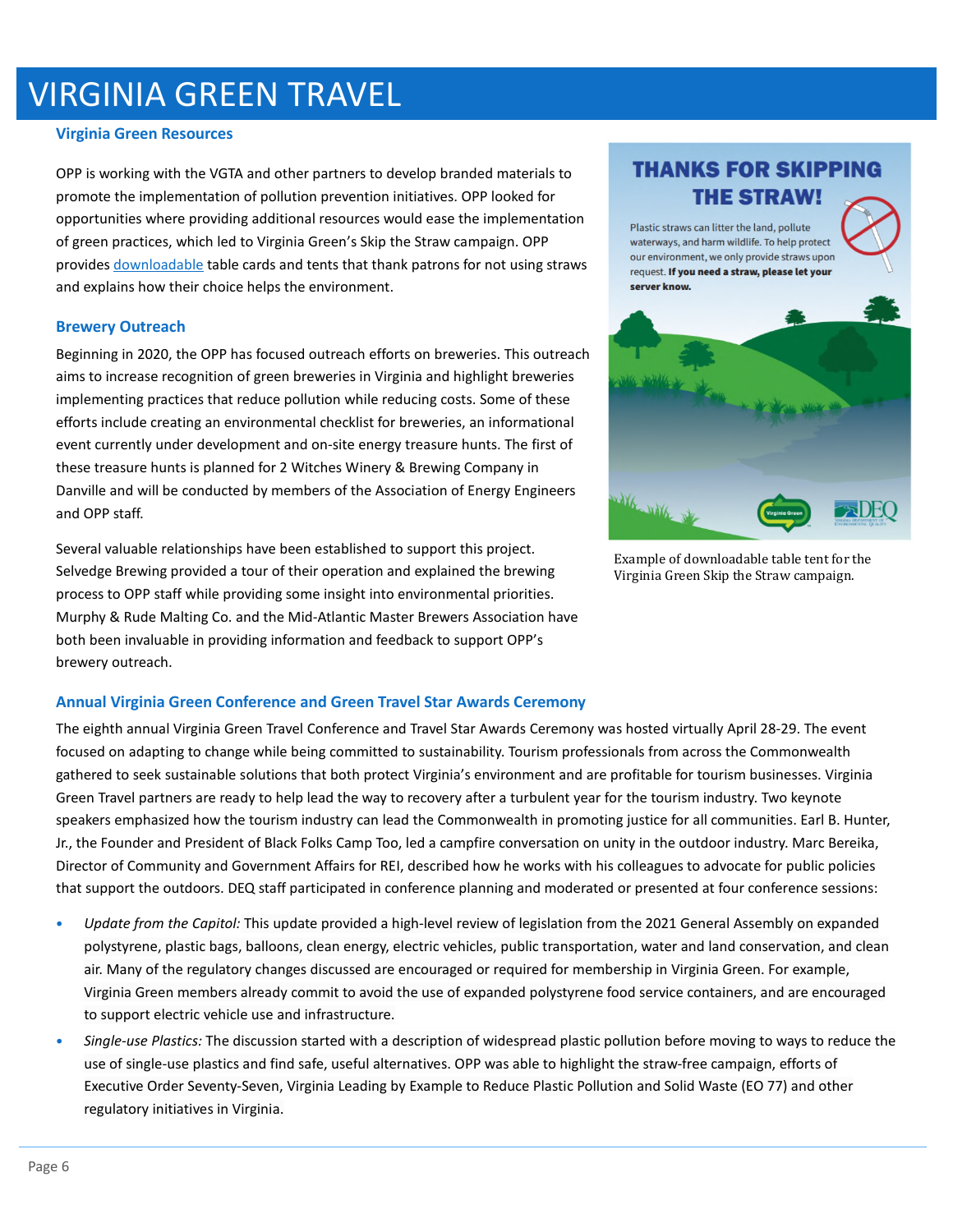# VIRGINIA GREEN TRAVEL

### Virginia Green Resources

OPP is working with the VGTA and other partners to develop branded materials to promote the implementation of pollution prevention initiatives. OPP looked for opportunities where providing additional resources would ease the implementation of green practices, which led to Virginia Green's Skip the Straw campaign. OPP provides downloadable table cards and tents that thank patrons for not using straws and explains how their choice helps the environment.

**THANKS FOR SKIPPING THE STRAW!**

Plastic straws can litter the land, pollute waterways, and harm wildlife. To help protect our environment, we only provide straws upon request. **If you need a straw, please let your server know.**

Example of downloadable table tent for the Virginia Green Skip the Straw campaign.

### Brewery Outreach

Beginning in 2020, the OPP has focused outreach efforts on breweries. This outreach aims to increase recognition of green breweries in Virginia and highlight breweries implementing practices that reduce pollution while reducing costs. Some of these efforts include creating an environmental checklist for breweries, an informational event currently under development and on-site energy treasure hunts. The first of these treasure hunts is planned for 2 Witches Winery & Brewing Company in Danville and will be conducted by members of the Association of Energy Engineers and OPP staff.

Several valuable relationships have been established to support this project. Selvedge Brewing provided a tour of their operation and explained the brewing process to OPP staff while providing some insight into environmental priorities. Murphy & Rude Malting Co. and the Mid-Atlantic Master Brewers Association have both been invaluable in providing information and feedback to support OPP's brewery outreach.

### Annual Virginia Green Conference and Green Travel Star Awards Ceremony

The eighth annual Virginia Green Travel Conference and Travel Star Awards Ceremony was hosted virtually April 28-29. The event focused on adapting to change while being committed to sustainability. Tourism professionals from across the Commonwealth gathered to seek sustainable solutions that both protect Virginia's environment and are profitable for tourism businesses. Virginia Green Travel partners are ready to help lead the way to recovery after a turbulent year for the tourism industry. Two keynote speakers emphasized how the tourism industry can lead the Commonwealth in promoting justice for all communities. Earl B. Hunter, Jr., the Founder and President of Black Folks Camp Too, led a campfire conversation on unity in the outdoor industry. Marc Bereika, Director of Community and Government Affairs for REI, described how he works with his colleagues to advocate for public policies that support the outdoors. DEQ staff participated in conference planning and moderated or presented at four conference sessions:

- *Update from the Capitol:* This update provided a high-level review of legislation from the 2021 General Assembly on expanded polystyrene, plastic bags, balloons, clean energy, electric vehicles, public transportation, water and land conservation, and clean air. Many of the regulatory changes discussed are encouraged or required for membership in Virginia Green. For example, Virginia Green members already commit to avoid the use of expanded polystyrene food service containers, and are encouraged to support electric vehicle use and infrastructure.
- *Single-use Plastics:* The discussion started with a description of widespread plastic pollution before moving to ways to reduce the use of single-use plastics and find safe, useful alternatives. OPP was able to highlight the straw-free campaign, efforts of Executive Order Seventy-Seven, Virginia Leading by Example to Reduce Plastic Pollution and Solid Waste (EO 77) and other regulatory initiatives in Virginia.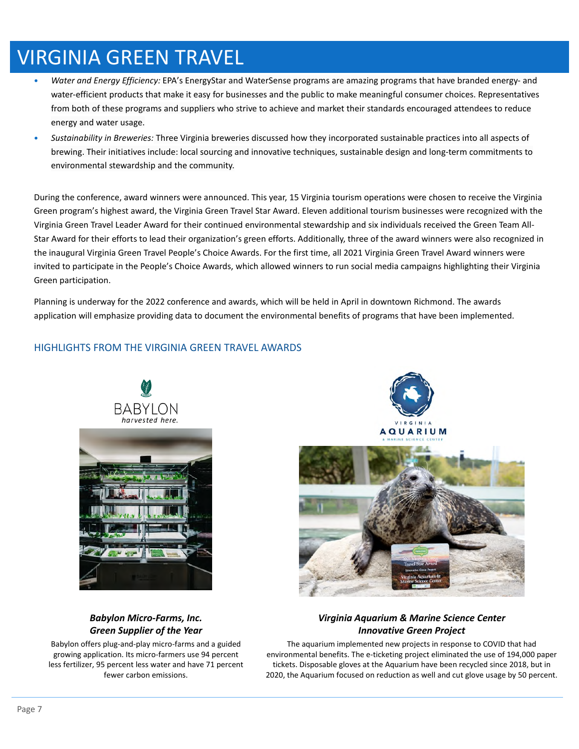# VIRGINIA GREEN TRAVEL

- *Water and Energy Efficiency:* EPA's EnergyStar and WaterSense programs are amazing programs that have branded energy- and water-efficient products that make it easy for businesses and the public to make meaningful consumer choices. Representatives from both of these programs and suppliers who strive to achieve and market their standards encouraged attendees to reduce energy and water usage.
- *Sustainability in Breweries:* Three Virginia breweries discussed how they incorporated sustainable practices into all aspects of brewing. Their initiatives include: local sourcing and innovative techniques, sustainable design and long-term commitments to environmental stewardship and the community.

During the conference, award winners were announced. This year, 15 Virginia tourism operations were chosen to receive the Virginia Green program's highest award, the Virginia Green Travel Star Award. Eleven additional tourism businesses were recognized with the Virginia Green Travel Leader Award for their continued environmental stewardship and six individuals received the Green Team All-Star Award for their efforts to lead their organization's green efforts. Additionally, three of the award winners were also recognized in the inaugural Virginia Green Travel People's Choice Awards. For the first time, all 2021 Virginia Green Travel Award winners were invited to participate in the People's Choice Awards, which allowed winners to run social media campaigns highlighting their Virginia Green participation.

Planning is underway for the 2022 conference and awards, which will be held in April in downtown Richmond. The awards application will emphasize providing data to document the environmental benefits of programs that have been implemented.

## HIGHLIGHTS FROM THE VIRGINIA GREEN TRAVEL AWARDS

***Babylon Micro-Farms, Inc.***
***Green Supplier of the Year***

Babylon offers plug-and-play micro-farms and a guided growing application. Its micro-farmers use 94 percent less fertilizer, 95 percent less water and have 71 percent fewer carbon emissions.

***Virginia Aquarium & Marine Science Center***
***Innovative Green Project***

The aquarium implemented new projects in response to COVID that had environmental benefits. The e-ticketing project eliminated the use of 194,000 paper tickets. Disposable gloves at the Aquarium have been recycled since 2018, but in 2020, the Aquarium focused on reduction as well and cut glove usage by 50 percent.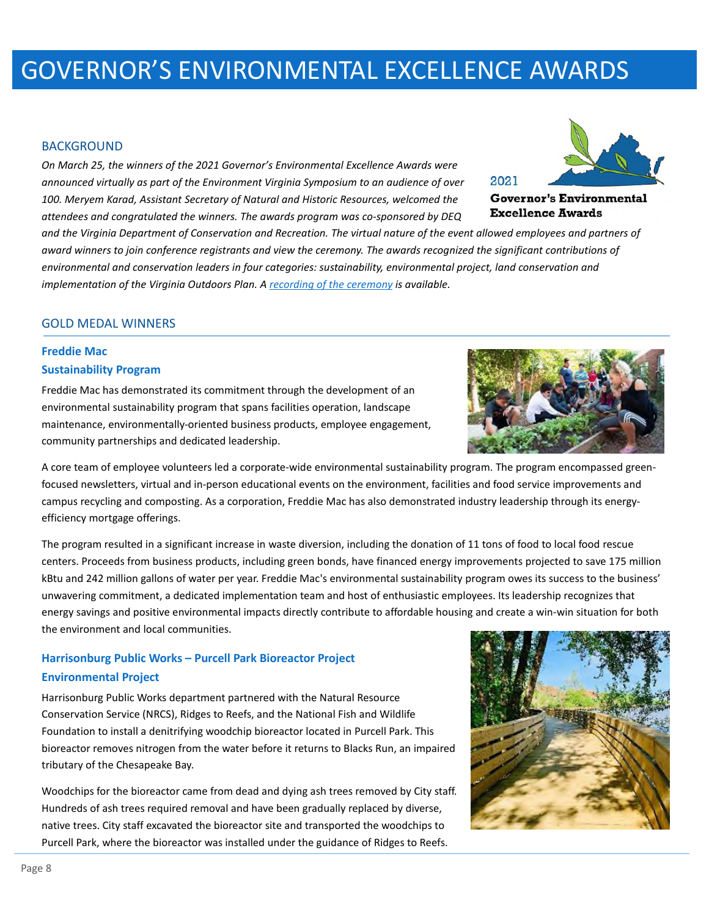# GOVERNOR'S ENVIRONMENTAL EXCELLENCE AWARDS

## BACKGROUND

*On March 25, the winners of the 2021 Governor's Environmental Excellence Awards were announced virtually as part of the Environment Virginia Symposium to an audience of over 100. Meryem Karad, Assistant Secretary of Natural and Historic Resources, welcomed the attendees and congratulated the winners. The awards program was co-sponsored by DEQ and the Virginia Department of Conservation and Recreation. The virtual nature of the event allowed employees and partners of award winners to join conference registrants and view the ceremony. The awards recognized the significant contributions of environmental and conservation leaders in four categories: sustainability, environmental project, land conservation and implementation of the Virginia Outdoors Plan. A recording of the ceremony is available.*

2021 **Governor's Environmental Excellence Awards**

## GOLD MEDAL WINNERS

### Freddie Mac
### Sustainability Program

Freddie Mac has demonstrated its commitment through the development of an environmental sustainability program that spans facilities operation, landscape maintenance, environmentally-oriented business products, employee engagement, community partnerships and dedicated leadership.

A core team of employee volunteers led a corporate-wide environmental sustainability program. The program encompassed green-focused newsletters, virtual and in-person educational events on the environment, facilities and food service improvements and campus recycling and composting. As a corporation, Freddie Mac has also demonstrated industry leadership through its energy-efficiency mortgage offerings.

The program resulted in a significant increase in waste diversion, including the donation of 11 tons of food to local food rescue centers. Proceeds from business products, including green bonds, have financed energy improvements projected to save 175 million kBtu and 242 million gallons of water per year. Freddie Mac's environmental sustainability program owes its success to the business' unwavering commitment, a dedicated implementation team and host of enthusiastic employees. Its leadership recognizes that energy savings and positive environmental impacts directly contribute to affordable housing and create a win-win situation for both the environment and local communities.

### Harrisonburg Public Works – Purcell Park Bioreactor Project
### Environmental Project

Harrisonburg Public Works department partnered with the Natural Resource Conservation Service (NRCS), Ridges to Reefs, and the National Fish and Wildlife Foundation to install a denitrifying woodchip bioreactor located in Purcell Park. This bioreactor removes nitrogen from the water before it returns to Blacks Run, an impaired tributary of the Chesapeake Bay.

Woodchips for the bioreactor came from dead and dying ash trees removed by City staff. Hundreds of ash trees required removal and have been gradually replaced by diverse, native trees. City staff excavated the bioreactor site and transported the woodchips to Purcell Park, where the bioreactor was installed under the guidance of Ridges to Reefs.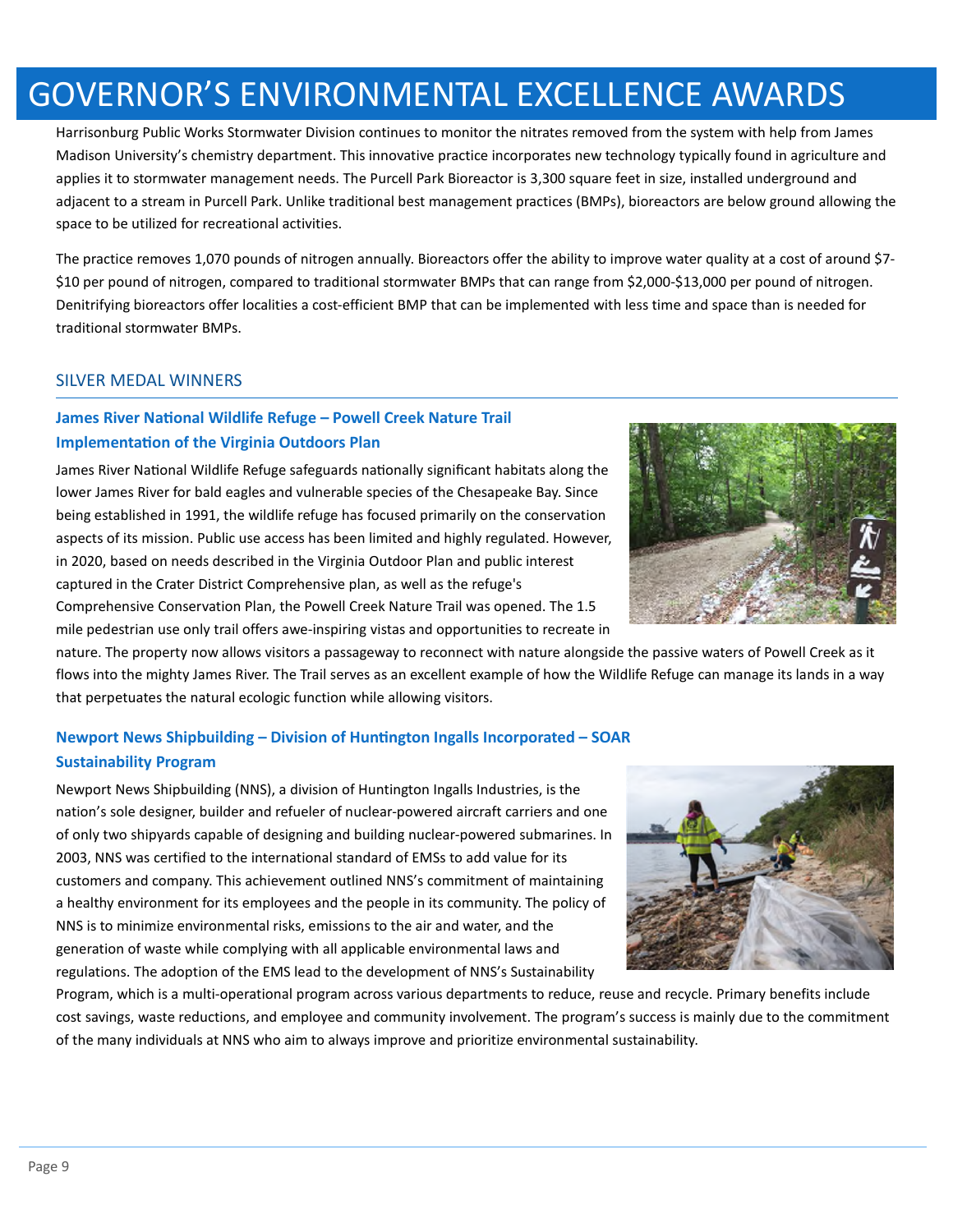# GOVERNOR'S ENVIRONMENTAL EXCELLENCE AWARDS

Harrisonburg Public Works Stormwater Division continues to monitor the nitrates removed from the system with help from James Madison University's chemistry department. This innovative practice incorporates new technology typically found in agriculture and applies it to stormwater management needs. The Purcell Park Bioreactor is 3,300 square feet in size, installed underground and adjacent to a stream in Purcell Park. Unlike traditional best management practices (BMPs), bioreactors are below ground allowing the space to be utilized for recreational activities.

The practice removes 1,070 pounds of nitrogen annually. Bioreactors offer the ability to improve water quality at a cost of around $7-$10 per pound of nitrogen, compared to traditional stormwater BMPs that can range from $2,000-$13,000 per pound of nitrogen. Denitrifying bioreactors offer localities a cost-efficient BMP that can be implemented with less time and space than is needed for traditional stormwater BMPs.

## SILVER MEDAL WINNERS

### James River National Wildlife Refuge – Powell Creek Nature Trail Implementation of the Virginia Outdoors Plan

James River National Wildlife Refuge safeguards nationally significant habitats along the lower James River for bald eagles and vulnerable species of the Chesapeake Bay. Since being established in 1991, the wildlife refuge has focused primarily on the conservation aspects of its mission. Public use access has been limited and highly regulated. However, in 2020, based on needs described in the Virginia Outdoor Plan and public interest captured in the Crater District Comprehensive plan, as well as the refuge's Comprehensive Conservation Plan, the Powell Creek Nature Trail was opened. The 1.5 mile pedestrian use only trail offers awe-inspiring vistas and opportunities to recreate in nature. The property now allows visitors a passageway to reconnect with nature alongside the passive waters of Powell Creek as it flows into the mighty James River. The Trail serves as an excellent example of how the Wildlife Refuge can manage its lands in a way that perpetuates the natural ecologic function while allowing visitors.

### Newport News Shipbuilding – Division of Huntington Ingalls Incorporated – SOAR Sustainability Program

Newport News Shipbuilding (NNS), a division of Huntington Ingalls Industries, is the nation's sole designer, builder and refueler of nuclear-powered aircraft carriers and one of only two shipyards capable of designing and building nuclear-powered submarines. In 2003, NNS was certified to the international standard of EMSs to add value for its customers and company. This achievement outlined NNS's commitment of maintaining a healthy environment for its employees and the people in its community. The policy of NNS is to minimize environmental risks, emissions to the air and water, and the generation of waste while complying with all applicable environmental laws and regulations. The adoption of the EMS lead to the development of NNS's Sustainability Program, which is a multi-operational program across various departments to reduce, reuse and recycle. Primary benefits include cost savings, waste reductions, and employee and community involvement. The program's success is mainly due to the commitment of the many individuals at NNS who aim to always improve and prioritize environmental sustainability.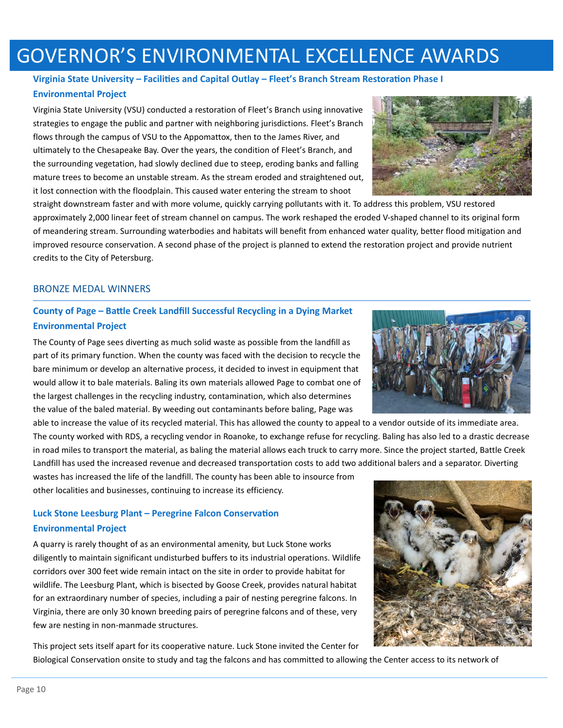# GOVERNOR'S ENVIRONMENTAL EXCELLENCE AWARDS

### Virginia State University – Facilities and Capital Outlay – Fleet's Branch Stream Restoration Phase I

**Environmental Project**

Virginia State University (VSU) conducted a restoration of Fleet's Branch using innovative strategies to engage the public and partner with neighboring jurisdictions. Fleet's Branch flows through the campus of VSU to the Appomattox, then to the James River, and ultimately to the Chesapeake Bay. Over the years, the condition of Fleet's Branch, and the surrounding vegetation, had slowly declined due to steep, eroding banks and falling mature trees to become an unstable stream. As the stream eroded and straightened out, it lost connection with the floodplain. This caused water entering the stream to shoot straight downstream faster and with more volume, quickly carrying pollutants with it. To address this problem, VSU restored approximately 2,000 linear feet of stream channel on campus. The work reshaped the eroded V-shaped channel to its original form of meandering stream. Surrounding waterbodies and habitats will benefit from enhanced water quality, better flood mitigation and improved resource conservation. A second phase of the project is planned to extend the restoration project and provide nutrient credits to the City of Petersburg.

## BRONZE MEDAL WINNERS

### County of Page – Battle Creek Landfill Successful Recycling in a Dying Market

**Environmental Project**

The County of Page sees diverting as much solid waste as possible from the landfill as part of its primary function. When the county was faced with the decision to recycle the bare minimum or develop an alternative process, it decided to invest in equipment that would allow it to bale materials. Baling its own materials allowed Page to combat one of the largest challenges in the recycling industry, contamination, which also determines the value of the baled material. By weeding out contaminants before baling, Page was able to increase the value of its recycled material. This has allowed the county to appeal to a vendor outside of its immediate area. The county worked with RDS, a recycling vendor in Roanoke, to exchange refuse for recycling. Baling has also led to a drastic decrease in road miles to transport the material, as baling the material allows each truck to carry more. Since the project started, Battle Creek Landfill has used the increased revenue and decreased transportation costs to add two additional balers and a separator. Diverting wastes has increased the life of the landfill. The county has been able to insource from other localities and businesses, continuing to increase its efficiency.

### Luck Stone Leesburg Plant – Peregrine Falcon Conservation

**Environmental Project**

A quarry is rarely thought of as an environmental amenity, but Luck Stone works diligently to maintain significant undisturbed buffers to its industrial operations. Wildlife corridors over 300 feet wide remain intact on the site in order to provide habitat for wildlife. The Leesburg Plant, which is bisected by Goose Creek, provides natural habitat for an extraordinary number of species, including a pair of nesting peregrine falcons. In Virginia, there are only 30 known breeding pairs of peregrine falcons and of these, very few are nesting in non-manmade structures.

This project sets itself apart for its cooperative nature. Luck Stone invited the Center for Biological Conservation onsite to study and tag the falcons and has committed to allowing the Center access to its network of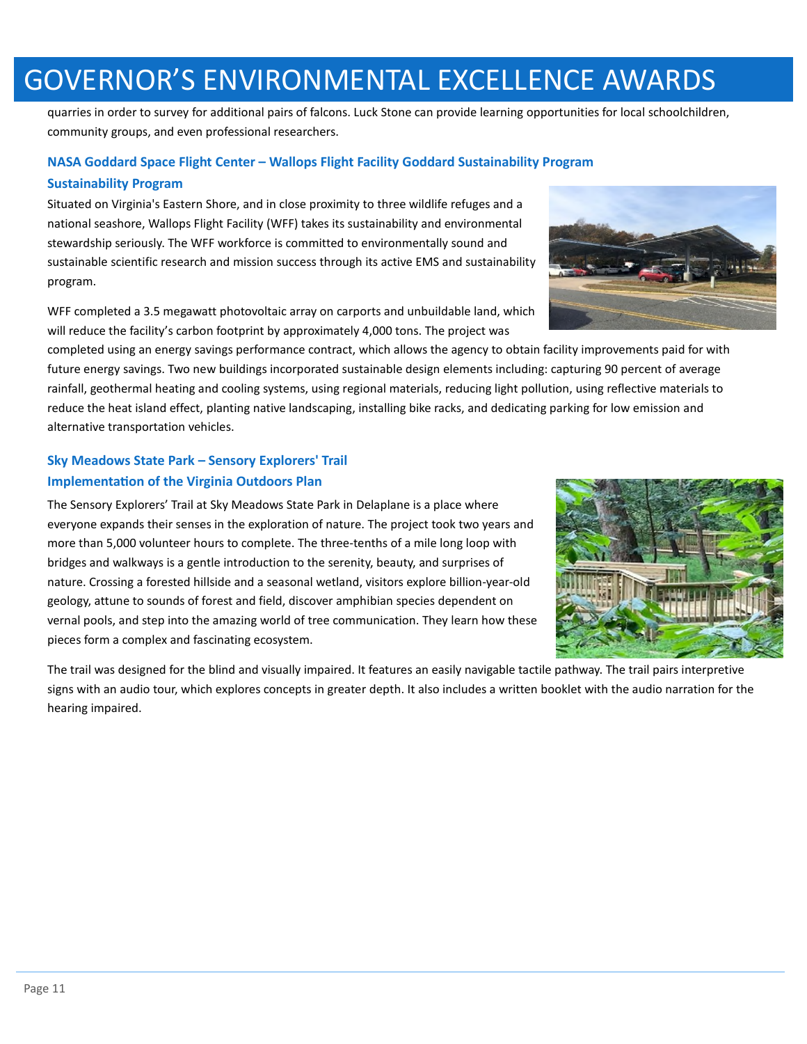quarries in order to survey for additional pairs of falcons. Luck Stone can provide learning opportunities for local schoolchildren, community groups, and even professional researchers.

### NASA Goddard Space Flight Center – Wallops Flight Facility Goddard Sustainability Program

### Sustainability Program

Situated on Virginia's Eastern Shore, and in close proximity to three wildlife refuges and a national seashore, Wallops Flight Facility (WFF) takes its sustainability and environmental stewardship seriously. The WFF workforce is committed to environmentally sound and sustainable scientific research and mission success through its active EMS and sustainability program.

WFF completed a 3.5 megawatt photovoltaic array on carports and unbuildable land, which will reduce the facility's carbon footprint by approximately 4,000 tons. The project was completed using an energy savings performance contract, which allows the agency to obtain facility improvements paid for with future energy savings. Two new buildings incorporated sustainable design elements including: capturing 90 percent of average rainfall, geothermal heating and cooling systems, using regional materials, reducing light pollution, using reflective materials to reduce the heat island effect, planting native landscaping, installing bike racks, and dedicating parking for low emission and alternative transportation vehicles.

### Sky Meadows State Park – Sensory Explorers' Trail

### Implementation of the Virginia Outdoors Plan

The Sensory Explorers' Trail at Sky Meadows State Park in Delaplane is a place where everyone expands their senses in the exploration of nature. The project took two years and more than 5,000 volunteer hours to complete. The three-tenths of a mile long loop with bridges and walkways is a gentle introduction to the serenity, beauty, and surprises of nature. Crossing a forested hillside and a seasonal wetland, visitors explore billion-year-old geology, attune to sounds of forest and field, discover amphibian species dependent on vernal pools, and step into the amazing world of tree communication. They learn how these pieces form a complex and fascinating ecosystem.

The trail was designed for the blind and visually impaired. It features an easily navigable tactile pathway. The trail pairs interpretive signs with an audio tour, which explores concepts in greater depth. It also includes a written booklet with the audio narration for the hearing impaired.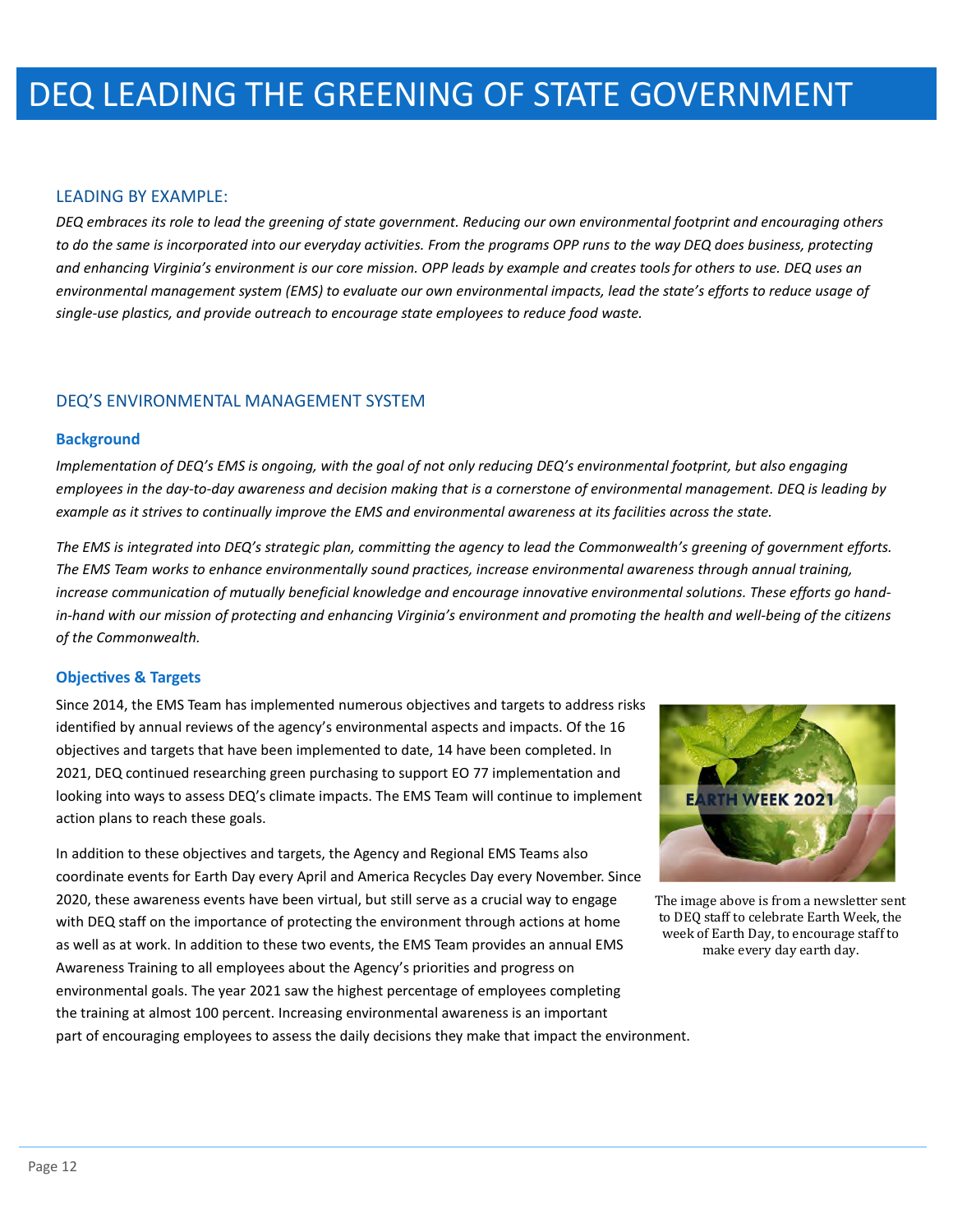# DEQ LEADING THE GREENING OF STATE GOVERNMENT

## LEADING BY EXAMPLE:

*DEQ embraces its role to lead the greening of state government. Reducing our own environmental footprint and encouraging others to do the same is incorporated into our everyday activities. From the programs OPP runs to the way DEQ does business, protecting and enhancing Virginia's environment is our core mission. OPP leads by example and creates tools for others to use. DEQ uses an environmental management system (EMS) to evaluate our own environmental impacts, lead the state's efforts to reduce usage of single-use plastics, and provide outreach to encourage state employees to reduce food waste.*

## DEQ'S ENVIRONMENTAL MANAGEMENT SYSTEM

### Background

*Implementation of DEQ's EMS is ongoing, with the goal of not only reducing DEQ's environmental footprint, but also engaging employees in the day-to-day awareness and decision making that is a cornerstone of environmental management. DEQ is leading by example as it strives to continually improve the EMS and environmental awareness at its facilities across the state.*

*The EMS is integrated into DEQ's strategic plan, committing the agency to lead the Commonwealth's greening of government efforts. The EMS Team works to enhance environmentally sound practices, increase environmental awareness through annual training, increase communication of mutually beneficial knowledge and encourage innovative environmental solutions. These efforts go hand-in-hand with our mission of protecting and enhancing Virginia's environment and promoting the health and well-being of the citizens of the Commonwealth.*

### Objectives & Targets

Since 2014, the EMS Team has implemented numerous objectives and targets to address risks identified by annual reviews of the agency's environmental aspects and impacts. Of the 16 objectives and targets that have been implemented to date, 14 have been completed. In 2021, DEQ continued researching green purchasing to support EO 77 implementation and looking into ways to assess DEQ's climate impacts. The EMS Team will continue to implement action plans to reach these goals.

In addition to these objectives and targets, the Agency and Regional EMS Teams also coordinate events for Earth Day every April and America Recycles Day every November. Since 2020, these awareness events have been virtual, but still serve as a crucial way to engage with DEQ staff on the importance of protecting the environment through actions at home as well as at work. In addition to these two events, the EMS Team provides an annual EMS Awareness Training to all employees about the Agency's priorities and progress on environmental goals. The year 2021 saw the highest percentage of employees completing the training at almost 100 percent. Increasing environmental awareness is an important part of encouraging employees to assess the daily decisions they make that impact the environment.

The image above is from a newsletter sent to DEQ staff to celebrate Earth Week, the week of Earth Day, to encourage staff to make every day earth day.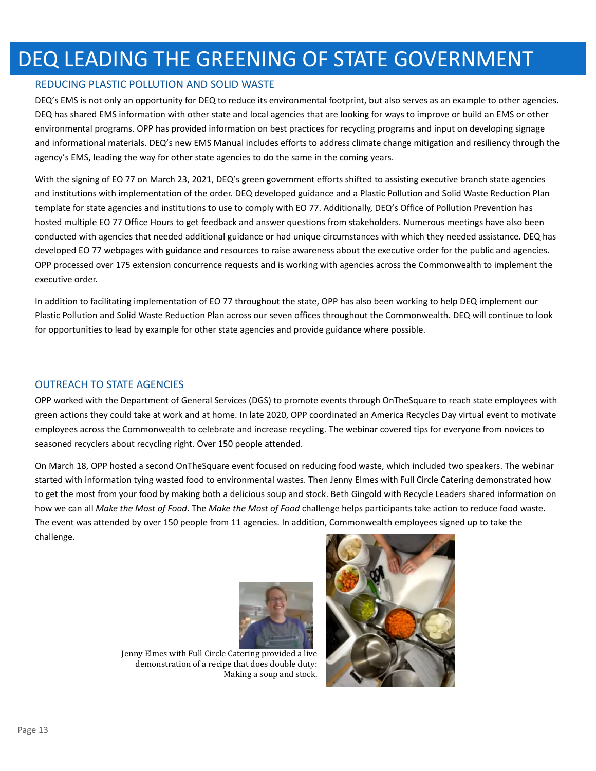# DEQ LEADING THE GREENING OF STATE GOVERNMENT

## REDUCING PLASTIC POLLUTION AND SOLID WASTE

DEQ's EMS is not only an opportunity for DEQ to reduce its environmental footprint, but also serves as an example to other agencies. DEQ has shared EMS information with other state and local agencies that are looking for ways to improve or build an EMS or other environmental programs. OPP has provided information on best practices for recycling programs and input on developing signage and informational materials. DEQ's new EMS Manual includes efforts to address climate change mitigation and resiliency through the agency's EMS, leading the way for other state agencies to do the same in the coming years.

With the signing of EO 77 on March 23, 2021, DEQ's green government efforts shifted to assisting executive branch state agencies and institutions with implementation of the order. DEQ developed guidance and a Plastic Pollution and Solid Waste Reduction Plan template for state agencies and institutions to use to comply with EO 77. Additionally, DEQ's Office of Pollution Prevention has hosted multiple EO 77 Office Hours to get feedback and answer questions from stakeholders. Numerous meetings have also been conducted with agencies that needed additional guidance or had unique circumstances with which they needed assistance. DEQ has developed EO 77 webpages with guidance and resources to raise awareness about the executive order for the public and agencies. OPP processed over 175 extension concurrence requests and is working with agencies across the Commonwealth to implement the executive order.

In addition to facilitating implementation of EO 77 throughout the state, OPP has also been working to help DEQ implement our Plastic Pollution and Solid Waste Reduction Plan across our seven offices throughout the Commonwealth. DEQ will continue to look for opportunities to lead by example for other state agencies and provide guidance where possible.

## OUTREACH TO STATE AGENCIES

OPP worked with the Department of General Services (DGS) to promote events through OnTheSquare to reach state employees with green actions they could take at work and at home. In late 2020, OPP coordinated an America Recycles Day virtual event to motivate employees across the Commonwealth to celebrate and increase recycling. The webinar covered tips for everyone from novices to seasoned recyclers about recycling right. Over 150 people attended.

On March 18, OPP hosted a second OnTheSquare event focused on reducing food waste, which included two speakers. The webinar started with information tying wasted food to environmental wastes. Then Jenny Elmes with Full Circle Catering demonstrated how to get the most from your food by making both a delicious soup and stock. Beth Gingold with Recycle Leaders shared information on how we can all *Make the Most of Food*. The *Make the Most of Food* challenge helps participants take action to reduce food waste. The event was attended by over 150 people from 11 agencies. In addition, Commonwealth employees signed up to take the challenge.

Jenny Elmes with Full Circle Catering provided a live demonstration of a recipe that does double duty: Making a soup and stock.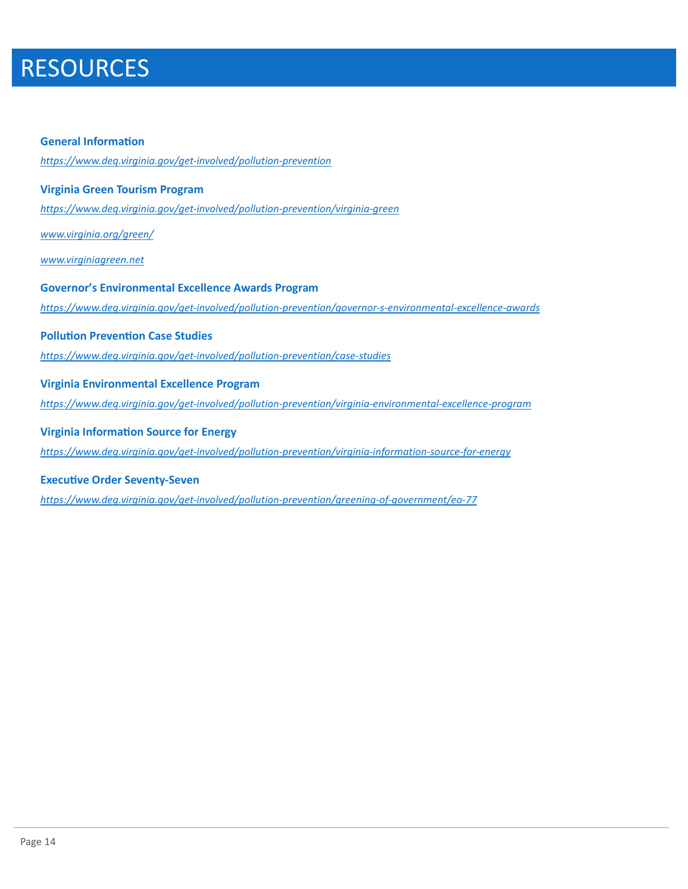# RESOURCES

**General Information**

*https://www.deq.virginia.gov/get-involved/pollution-prevention*

**Virginia Green Tourism Program**

*https://www.deq.virginia.gov/get-involved/pollution-prevention/virginia-green*

*www.virginia.org/green/*

*www.virginiagreen.net*

**Governor's Environmental Excellence Awards Program**

*https://www.deq.virginia.gov/get-involved/pollution-prevention/governor-s-environmental-excellence-awards*

**Pollution Prevention Case Studies**

*https://www.deq.virginia.gov/get-involved/pollution-prevention/case-studies*

**Virginia Environmental Excellence Program**

*https://www.deq.virginia.gov/get-involved/pollution-prevention/virginia-environmental-excellence-program*

**Virginia Information Source for Energy**

*https://www.deq.virginia.gov/get-involved/pollution-prevention/virginia-information-source-for-energy*

**Executive Order Seventy-Seven**

*https://www.deq.virginia.gov/get-involved/pollution-prevention/greening-of-government/eo-77*